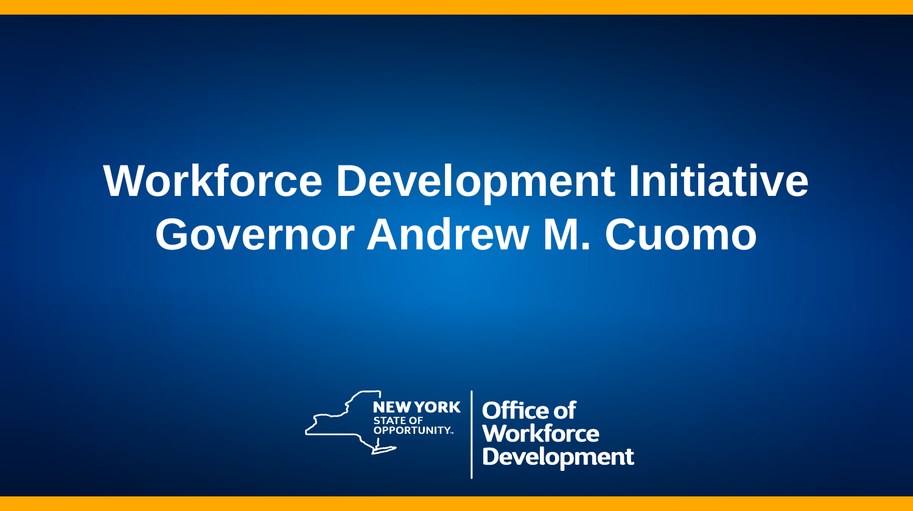# Workforce Development Initiative
# Governor Andrew M. Cuomo

NEW YORK STATE OF OPPORTUNITY.

Office of Workforce Development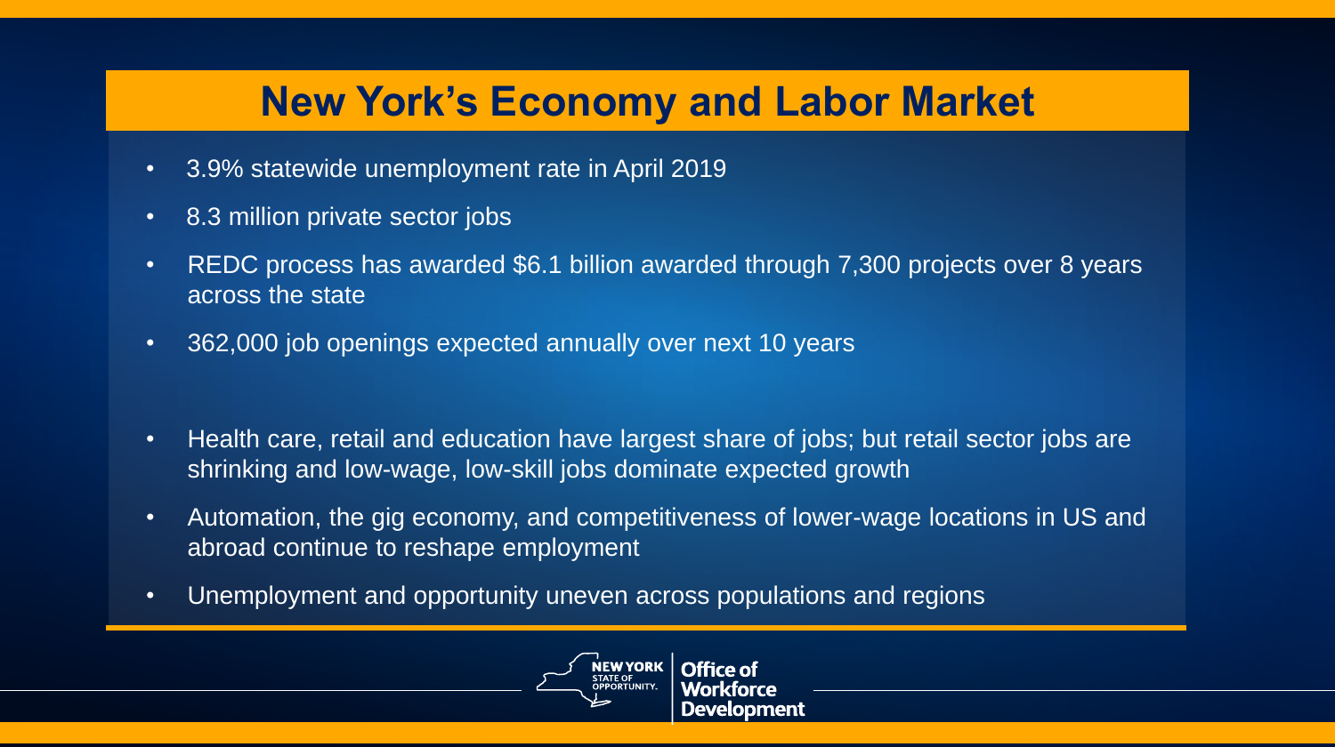# New York's Economy and Labor Market

- 3.9% statewide unemployment rate in April 2019
- 8.3 million private sector jobs
- REDC process has awarded $6.1 billion awarded through 7,300 projects over 8 years across the state
- 362,000 job openings expected annually over next 10 years

- Health care, retail and education have largest share of jobs; but retail sector jobs are shrinking and low-wage, low-skill jobs dominate expected growth
- Automation, the gig economy, and competitiveness of lower-wage locations in US and abroad continue to reshape employment
- Unemployment and opportunity uneven across populations and regions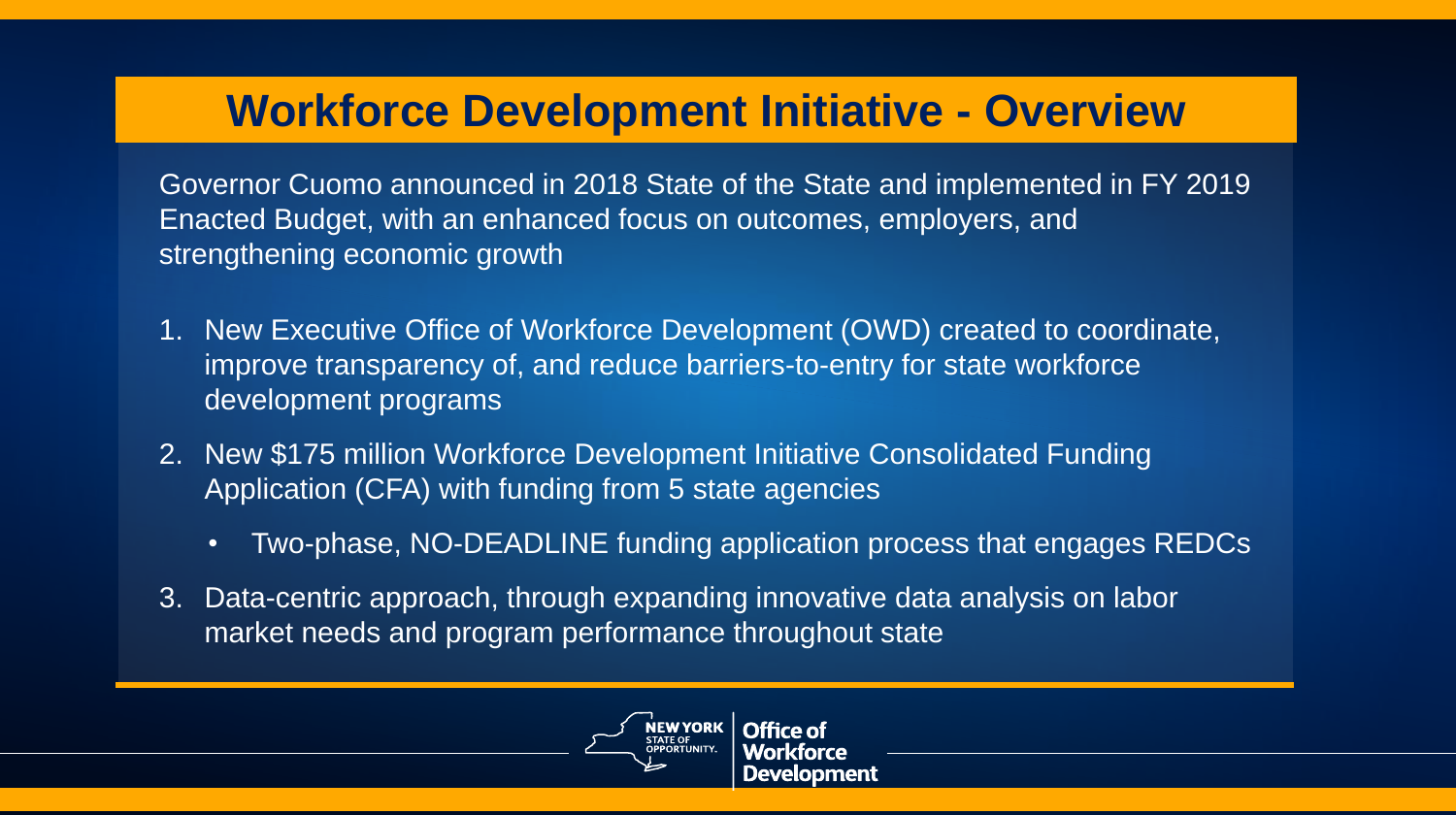## Workforce Development Initiative - Overview

Governor Cuomo announced in 2018 State of the State and implemented in FY 2019 Enacted Budget, with an enhanced focus on outcomes, employers, and strengthening economic growth

1. New Executive Office of Workforce Development (OWD) created to coordinate, improve transparency of, and reduce barriers-to-entry for state workforce development programs
2. New $175 million Workforce Development Initiative Consolidated Funding Application (CFA) with funding from 5 state agencies
   - Two-phase, NO-DEADLINE funding application process that engages REDCs
3. Data-centric approach, through expanding innovative data analysis on labor market needs and program performance throughout state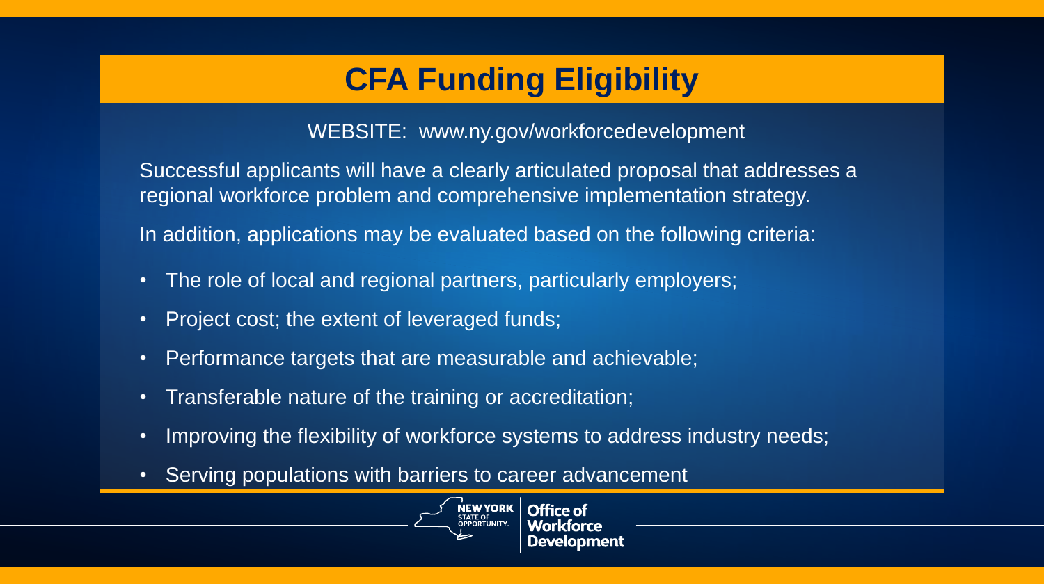# CFA Funding Eligibility

WEBSITE: www.ny.gov/workforcedevelopment

Successful applicants will have a clearly articulated proposal that addresses a regional workforce problem and comprehensive implementation strategy.

In addition, applications may be evaluated based on the following criteria:

- The role of local and regional partners, particularly employers;
- Project cost; the extent of leveraged funds;
- Performance targets that are measurable and achievable;
- Transferable nature of the training or accreditation;
- Improving the flexibility of workforce systems to address industry needs;
- Serving populations with barriers to career advancement

NEW YORK STATE OF OPPORTUNITY. | Office of Workforce Development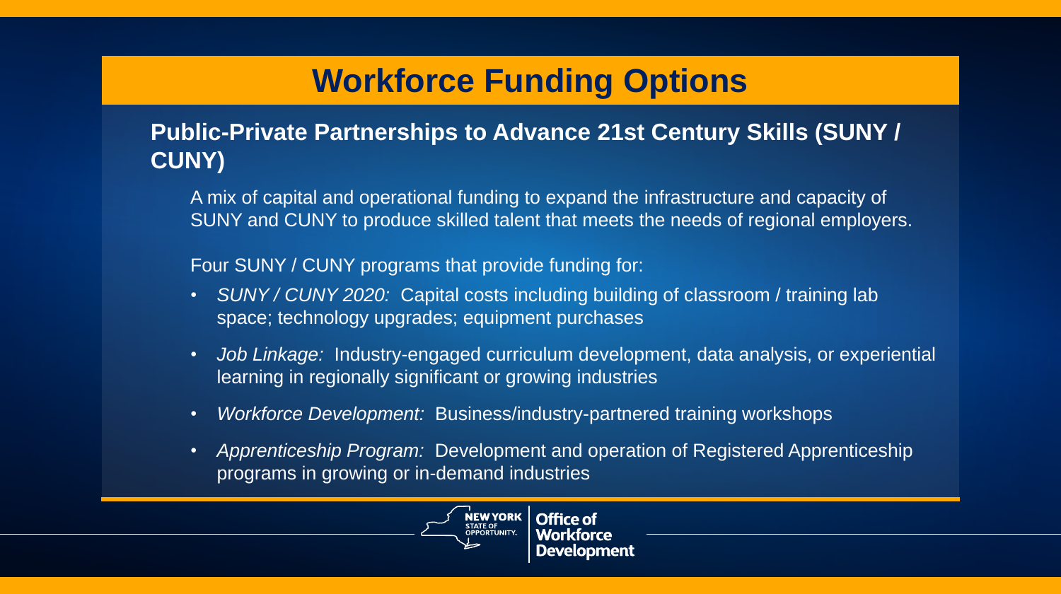# Workforce Funding Options

## Public-Private Partnerships to Advance 21st Century Skills (SUNY / CUNY)

A mix of capital and operational funding to expand the infrastructure and capacity of SUNY and CUNY to produce skilled talent that meets the needs of regional employers.

Four SUNY / CUNY programs that provide funding for:

- *SUNY / CUNY 2020:* Capital costs including building of classroom / training lab space; technology upgrades; equipment purchases
- *Job Linkage:* Industry-engaged curriculum development, data analysis, or experiential learning in regionally significant or growing industries
- *Workforce Development:* Business/industry-partnered training workshops
- *Apprenticeship Program:* Development and operation of Registered Apprenticeship programs in growing or in-demand industries

NEW YORK STATE OF OPPORTUNITY. | Office of Workforce Development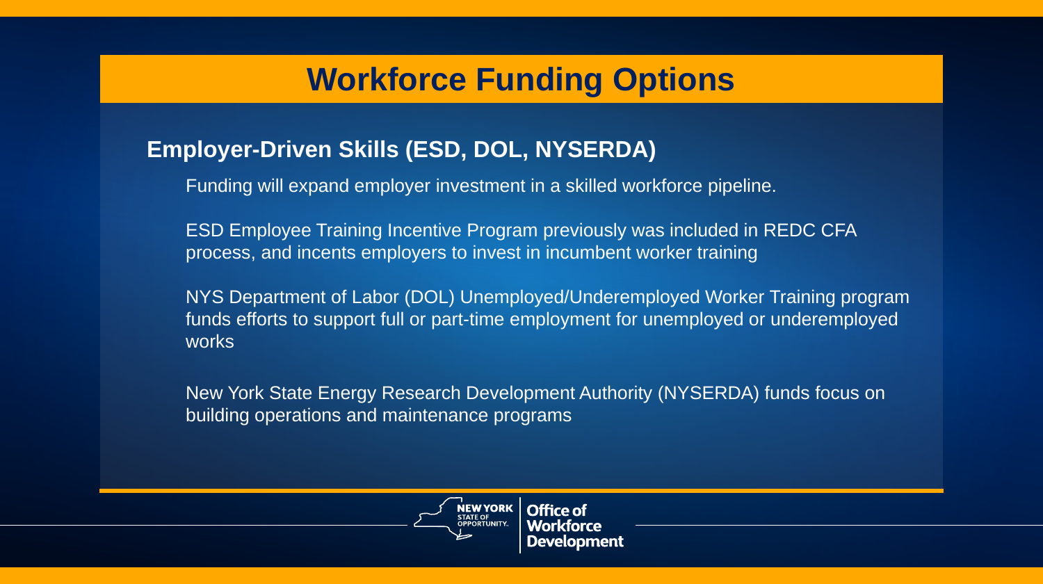# Workforce Funding Options

## Employer-Driven Skills (ESD, DOL, NYSERDA)

Funding will expand employer investment in a skilled workforce pipeline.

ESD Employee Training Incentive Program previously was included in REDC CFA process, and incents employers to invest in incumbent worker training

NYS Department of Labor (DOL) Unemployed/Underemployed Worker Training program funds efforts to support full or part-time employment for unemployed or underemployed works

New York State Energy Research Development Authority (NYSERDA) funds focus on building operations and maintenance programs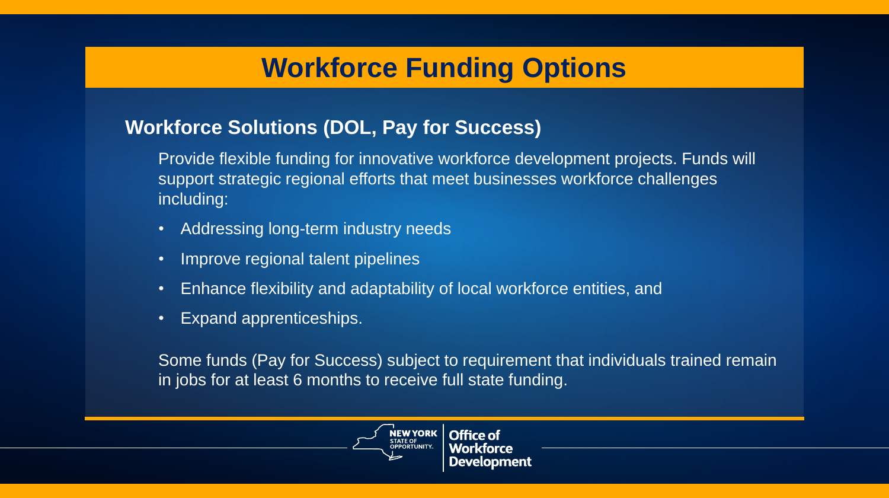# Workforce Funding Options

## Workforce Solutions (DOL, Pay for Success)

Provide flexible funding for innovative workforce development projects. Funds will support strategic regional efforts that meet businesses workforce challenges including:

- Addressing long-term industry needs
- Improve regional talent pipelines
- Enhance flexibility and adaptability of local workforce entities, and
- Expand apprenticeships.

Some funds (Pay for Success) subject to requirement that individuals trained remain in jobs for at least 6 months to receive full state funding.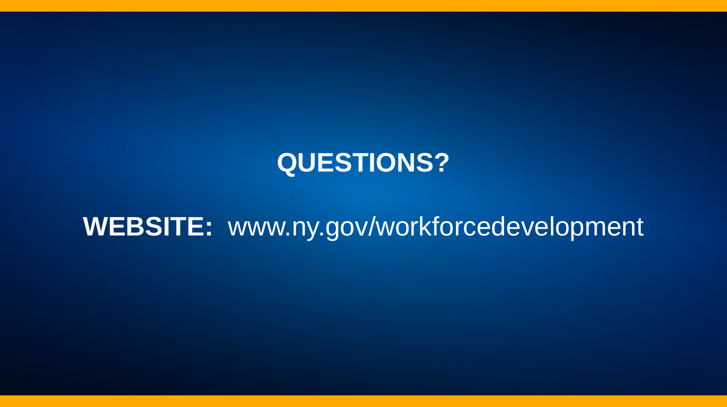# QUESTIONS?

**WEBSITE:** www.ny.gov/workforcedevelopment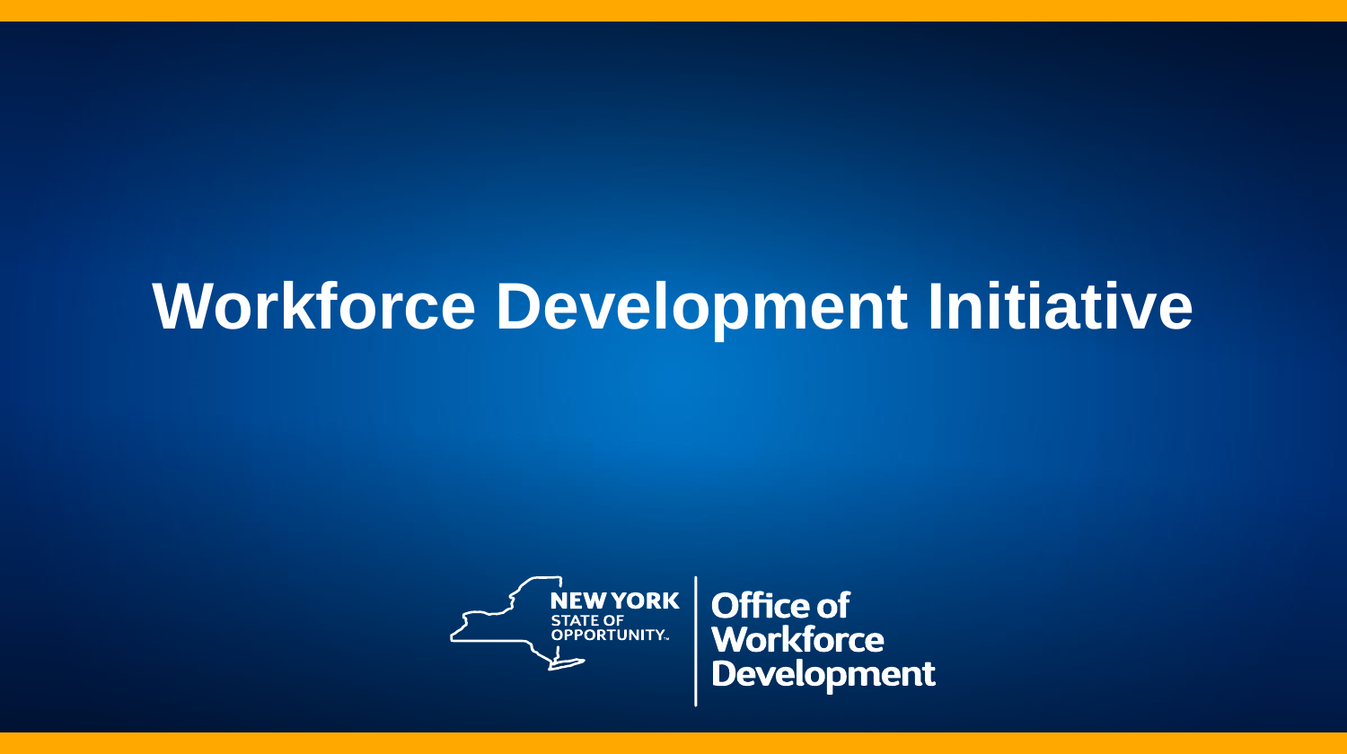# Workforce Development Initiative

NEW YORK STATE OF OPPORTUNITY.

Office of Workforce Development